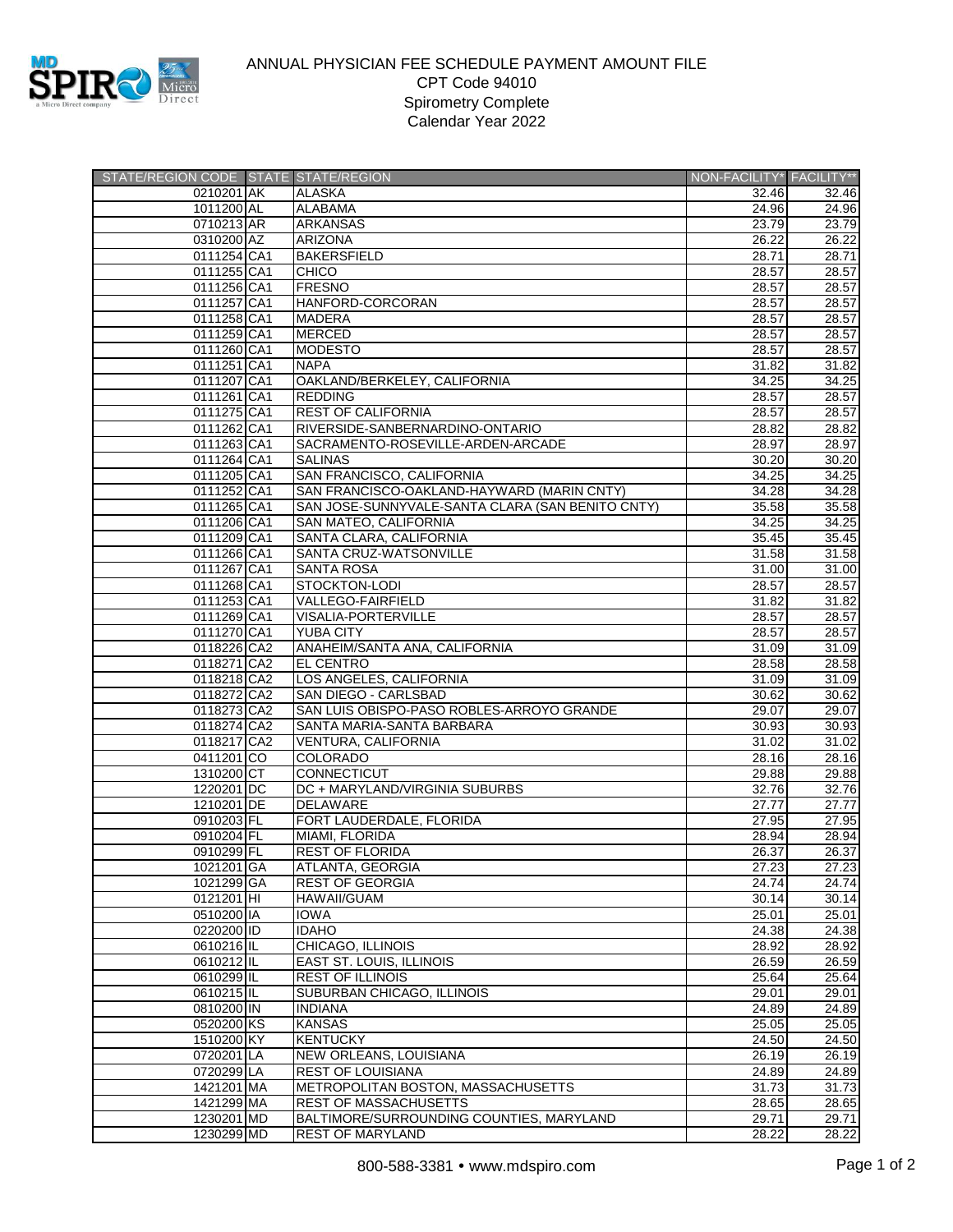# ANNUAL PHYSICIAN FEE SCHEDULE PAYMENT AMOUNT FILE

CPT Code 94010

Spirometry Complete

Calendar Year 2022

| STATE/REGION CODE | STATE | STATE/REGION | NON-FACILITY* | FACILITY** |
|---|---|---|---|---|
| 0210201 | AK | ALASKA | 32.46 | 32.46 |
| 1011200 | AL | ALABAMA | 24.96 | 24.96 |
| 0710213 | AR | ARKANSAS | 23.79 | 23.79 |
| 0310200 | AZ | ARIZONA | 26.22 | 26.22 |
| 0111254 | CA1 | BAKERSFIELD | 28.71 | 28.71 |
| 0111255 | CA1 | CHICO | 28.57 | 28.57 |
| 0111256 | CA1 | FRESNO | 28.57 | 28.57 |
| 0111257 | CA1 | HANFORD-CORCORAN | 28.57 | 28.57 |
| 0111258 | CA1 | MADERA | 28.57 | 28.57 |
| 0111259 | CA1 | MERCED | 28.57 | 28.57 |
| 0111260 | CA1 | MODESTO | 28.57 | 28.57 |
| 0111251 | CA1 | NAPA | 31.82 | 31.82 |
| 0111207 | CA1 | OAKLAND/BERKELEY, CALIFORNIA | 34.25 | 34.25 |
| 0111261 | CA1 | REDDING | 28.57 | 28.57 |
| 0111275 | CA1 | REST OF CALIFORNIA | 28.57 | 28.57 |
| 0111262 | CA1 | RIVERSIDE-SANBERNARDINO-ONTARIO | 28.82 | 28.82 |
| 0111263 | CA1 | SACRAMENTO-ROSEVILLE-ARDEN-ARCADE | 28.97 | 28.97 |
| 0111264 | CA1 | SALINAS | 30.20 | 30.20 |
| 0111205 | CA1 | SAN FRANCISCO, CALIFORNIA | 34.25 | 34.25 |
| 0111252 | CA1 | SAN FRANCISCO-OAKLAND-HAYWARD (MARIN CNTY) | 34.28 | 34.28 |
| 0111265 | CA1 | SAN JOSE-SUNNYVALE-SANTA CLARA (SAN BENITO CNTY) | 35.58 | 35.58 |
| 0111206 | CA1 | SAN MATEO, CALIFORNIA | 34.25 | 34.25 |
| 0111209 | CA1 | SANTA CLARA, CALIFORNIA | 35.45 | 35.45 |
| 0111266 | CA1 | SANTA CRUZ-WATSONVILLE | 31.58 | 31.58 |
| 0111267 | CA1 | SANTA ROSA | 31.00 | 31.00 |
| 0111268 | CA1 | STOCKTON-LODI | 28.57 | 28.57 |
| 0111253 | CA1 | VALLEGO-FAIRFIELD | 31.82 | 31.82 |
| 0111269 | CA1 | VISALIA-PORTERVILLE | 28.57 | 28.57 |
| 0111270 | CA1 | YUBA CITY | 28.57 | 28.57 |
| 0118226 | CA2 | ANAHEIM/SANTA ANA, CALIFORNIA | 31.09 | 31.09 |
| 0118271 | CA2 | EL CENTRO | 28.58 | 28.58 |
| 0118218 | CA2 | LOS ANGELES, CALIFORNIA | 31.09 | 31.09 |
| 0118272 | CA2 | SAN DIEGO - CARLSBAD | 30.62 | 30.62 |
| 0118273 | CA2 | SAN LUIS OBISPO-PASO ROBLES-ARROYO GRANDE | 29.07 | 29.07 |
| 0118274 | CA2 | SANTA MARIA-SANTA BARBARA | 30.93 | 30.93 |
| 0118217 | CA2 | VENTURA, CALIFORNIA | 31.02 | 31.02 |
| 0411201 | CO | COLORADO | 28.16 | 28.16 |
| 1310200 | CT | CONNECTICUT | 29.88 | 29.88 |
| 1220201 | DC | DC + MARYLAND/VIRGINIA SUBURBS | 32.76 | 32.76 |
| 1210201 | DE | DELAWARE | 27.77 | 27.77 |
| 0910203 | FL | FORT LAUDERDALE, FLORIDA | 27.95 | 27.95 |
| 0910204 | FL | MIAMI, FLORIDA | 28.94 | 28.94 |
| 0910299 | FL | REST OF FLORIDA | 26.37 | 26.37 |
| 1021201 | GA | ATLANTA, GEORGIA | 27.23 | 27.23 |
| 1021299 | GA | REST OF GEORGIA | 24.74 | 24.74 |
| 0121201 | HI | HAWAII/GUAM | 30.14 | 30.14 |
| 0510200 | IA | IOWA | 25.01 | 25.01 |
| 0220200 | ID | IDAHO | 24.38 | 24.38 |
| 0610216 | IL | CHICAGO, ILLINOIS | 28.92 | 28.92 |
| 0610212 | IL | EAST ST. LOUIS, ILLINOIS | 26.59 | 26.59 |
| 0610299 | IL | REST OF ILLINOIS | 25.64 | 25.64 |
| 0610215 | IL | SUBURBAN CHICAGO, ILLINOIS | 29.01 | 29.01 |
| 0810200 | IN | INDIANA | 24.89 | 24.89 |
| 0520200 | KS | KANSAS | 25.05 | 25.05 |
| 1510200 | KY | KENTUCKY | 24.50 | 24.50 |
| 0720201 | LA | NEW ORLEANS, LOUISIANA | 26.19 | 26.19 |
| 0720299 | LA | REST OF LOUISIANA | 24.89 | 24.89 |
| 1421201 | MA | METROPOLITAN BOSTON, MASSACHUSETTS | 31.73 | 31.73 |
| 1421299 | MA | REST OF MASSACHUSETTS | 28.65 | 28.65 |
| 1230201 | MD | BALTIMORE/SURROUNDING COUNTIES, MARYLAND | 29.71 | 29.71 |
| 1230299 | MD | REST OF MARYLAND | 28.22 | 28.22 |

800-588-3381 • www.mdspiro.com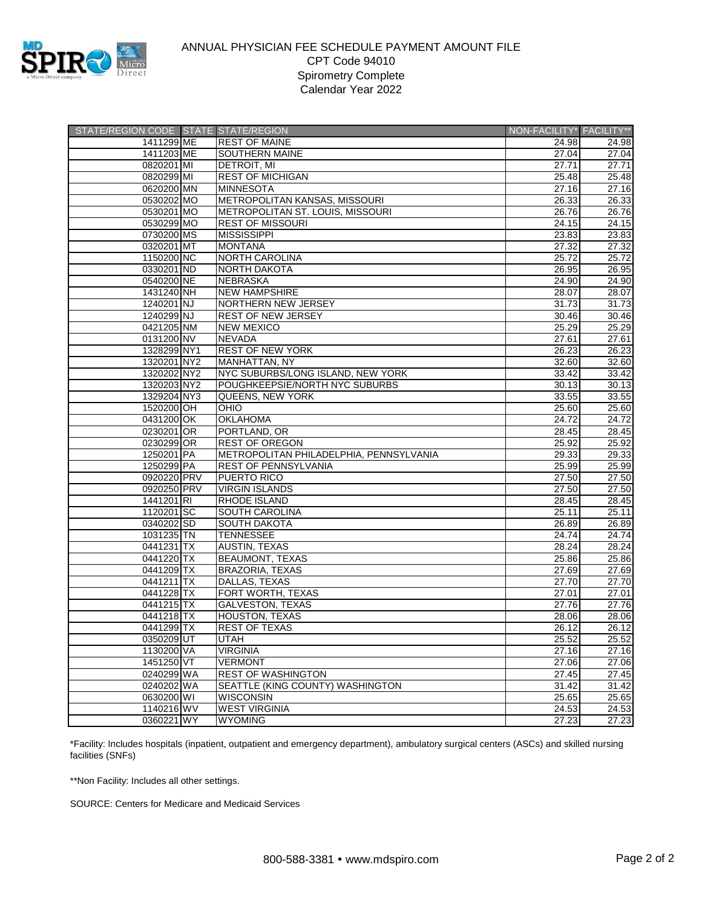# ANNUAL PHYSICIAN FEE SCHEDULE PAYMENT AMOUNT FILE

CPT Code 94010
Spirometry Complete
Calendar Year 2022

| STATE/REGION CODE | STATE | STATE/REGION | NON-FACILITY* | FACILITY** |
|---|---|---|---|---|
| 1411299 | ME | REST OF MAINE | 24.98 | 24.98 |
| 1411203 | ME | SOUTHERN MAINE | 27.04 | 27.04 |
| 0820201 | MI | DETROIT, MI | 27.71 | 27.71 |
| 0820299 | MI | REST OF MICHIGAN | 25.48 | 25.48 |
| 0620200 | MN | MINNESOTA | 27.16 | 27.16 |
| 0530202 | MO | METROPOLITAN KANSAS, MISSOURI | 26.33 | 26.33 |
| 0530201 | MO | METROPOLITAN ST. LOUIS, MISSOURI | 26.76 | 26.76 |
| 0530299 | MO | REST OF MISSOURI | 24.15 | 24.15 |
| 0730200 | MS | MISSISSIPPI | 23.83 | 23.83 |
| 0320201 | MT | MONTANA | 27.32 | 27.32 |
| 1150200 | NC | NORTH CAROLINA | 25.72 | 25.72 |
| 0330201 | ND | NORTH DAKOTA | 26.95 | 26.95 |
| 0540200 | NE | NEBRASKA | 24.90 | 24.90 |
| 1431240 | NH | NEW HAMPSHIRE | 28.07 | 28.07 |
| 1240201 | NJ | NORTHERN NEW JERSEY | 31.73 | 31.73 |
| 1240299 | NJ | REST OF NEW JERSEY | 30.46 | 30.46 |
| 0421205 | NM | NEW MEXICO | 25.29 | 25.29 |
| 0131200 | NV | NEVADA | 27.61 | 27.61 |
| 1328299 | NY1 | REST OF NEW YORK | 26.23 | 26.23 |
| 1320201 | NY2 | MANHATTAN, NY | 32.60 | 32.60 |
| 1320202 | NY2 | NYC SUBURBS/LONG ISLAND, NEW YORK | 33.42 | 33.42 |
| 1320203 | NY2 | POUGHKEEPSIE/NORTH NYC SUBURBS | 30.13 | 30.13 |
| 1329204 | NY3 | QUEENS, NEW YORK | 33.55 | 33.55 |
| 1520200 | OH | OHIO | 25.60 | 25.60 |
| 0431200 | OK | OKLAHOMA | 24.72 | 24.72 |
| 0230201 | OR | PORTLAND, OR | 28.45 | 28.45 |
| 0230299 | OR | REST OF OREGON | 25.92 | 25.92 |
| 1250201 | PA | METROPOLITAN PHILADELPHIA, PENNSYLVANIA | 29.33 | 29.33 |
| 1250299 | PA | REST OF PENNSYLVANIA | 25.99 | 25.99 |
| 0920220 | PRV | PUERTO RICO | 27.50 | 27.50 |
| 0920250 | PRV | VIRGIN ISLANDS | 27.50 | 27.50 |
| 1441201 | RI | RHODE ISLAND | 28.45 | 28.45 |
| 1120201 | SC | SOUTH CAROLINA | 25.11 | 25.11 |
| 0340202 | SD | SOUTH DAKOTA | 26.89 | 26.89 |
| 1031235 | TN | TENNESSEE | 24.74 | 24.74 |
| 0441231 | TX | AUSTIN, TEXAS | 28.24 | 28.24 |
| 0441220 | TX | BEAUMONT, TEXAS | 25.86 | 25.86 |
| 0441209 | TX | BRAZORIA, TEXAS | 27.69 | 27.69 |
| 0441211 | TX | DALLAS, TEXAS | 27.70 | 27.70 |
| 0441228 | TX | FORT WORTH, TEXAS | 27.01 | 27.01 |
| 0441215 | TX | GALVESTON, TEXAS | 27.76 | 27.76 |
| 0441218 | TX | HOUSTON, TEXAS | 28.06 | 28.06 |
| 0441299 | TX | REST OF TEXAS | 26.12 | 26.12 |
| 0350209 | UT | UTAH | 25.52 | 25.52 |
| 1130200 | VA | VIRGINIA | 27.16 | 27.16 |
| 1451250 | VT | VERMONT | 27.06 | 27.06 |
| 0240299 | WA | REST OF WASHINGTON | 27.45 | 27.45 |
| 0240202 | WA | SEATTLE (KING COUNTY) WASHINGTON | 31.42 | 31.42 |
| 0630200 | WI | WISCONSIN | 25.65 | 25.65 |
| 1140216 | WV | WEST VIRGINIA | 24.53 | 24.53 |
| 0360221 | WY | WYOMING | 27.23 | 27.23 |

*Facility: Includes hospitals (inpatient, outpatient and emergency department), ambulatory surgical centers (ASCs) and skilled nursing facilities (SNFs)

**Non Facility: Includes all other settings.

SOURCE: Centers for Medicare and Medicaid Services

800-588-3381 • www.mdspiro.com